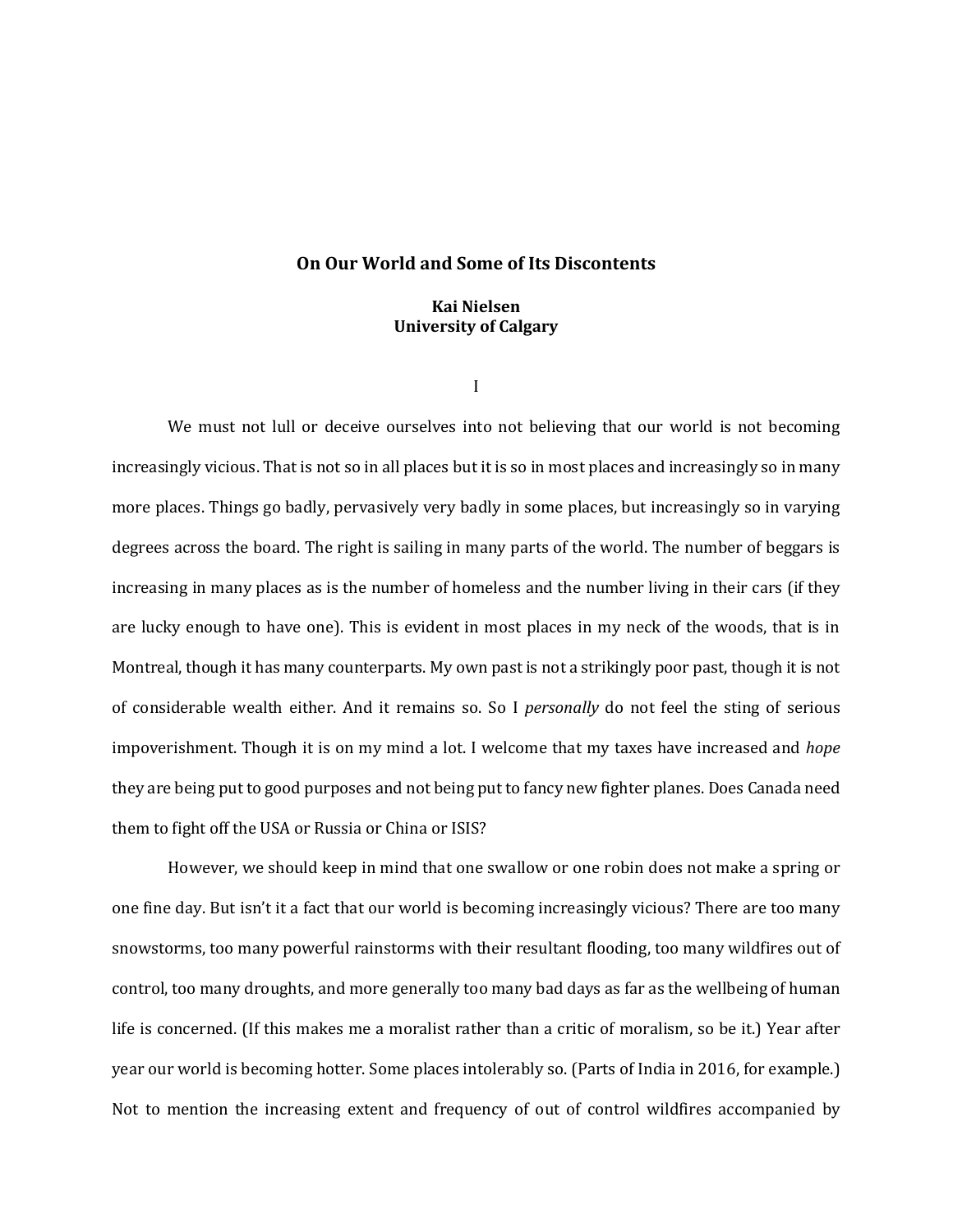# On Our World and Some of Its Discontents

**Kai Nielsen**
**University of Calgary**

## I

We must not lull or deceive ourselves into not believing that our world is not becoming increasingly vicious. That is not so in all places but it is so in most places and increasingly so in many more places. Things go badly, pervasively very badly in some places, but increasingly so in varying degrees across the board. The right is sailing in many parts of the world. The number of beggars is increasing in many places as is the number of homeless and the number living in their cars (if they are lucky enough to have one). This is evident in most places in my neck of the woods, that is in Montreal, though it has many counterparts. My own past is not a strikingly poor past, though it is not of considerable wealth either. And it remains so. So I *personally* do not feel the sting of serious impoverishment. Though it is on my mind a lot. I welcome that my taxes have increased and *hope* they are being put to good purposes and not being put to fancy new fighter planes. Does Canada need them to fight off the USA or Russia or China or ISIS?

However, we should keep in mind that one swallow or one robin does not make a spring or one fine day. But isn't it a fact that our world is becoming increasingly vicious? There are too many snowstorms, too many powerful rainstorms with their resultant flooding, too many wildfires out of control, too many droughts, and more generally too many bad days as far as the wellbeing of human life is concerned. (If this makes me a moralist rather than a critic of moralism, so be it.) Year after year our world is becoming hotter. Some places intolerably so. (Parts of India in 2016, for example.) Not to mention the increasing extent and frequency of out of control wildfires accompanied by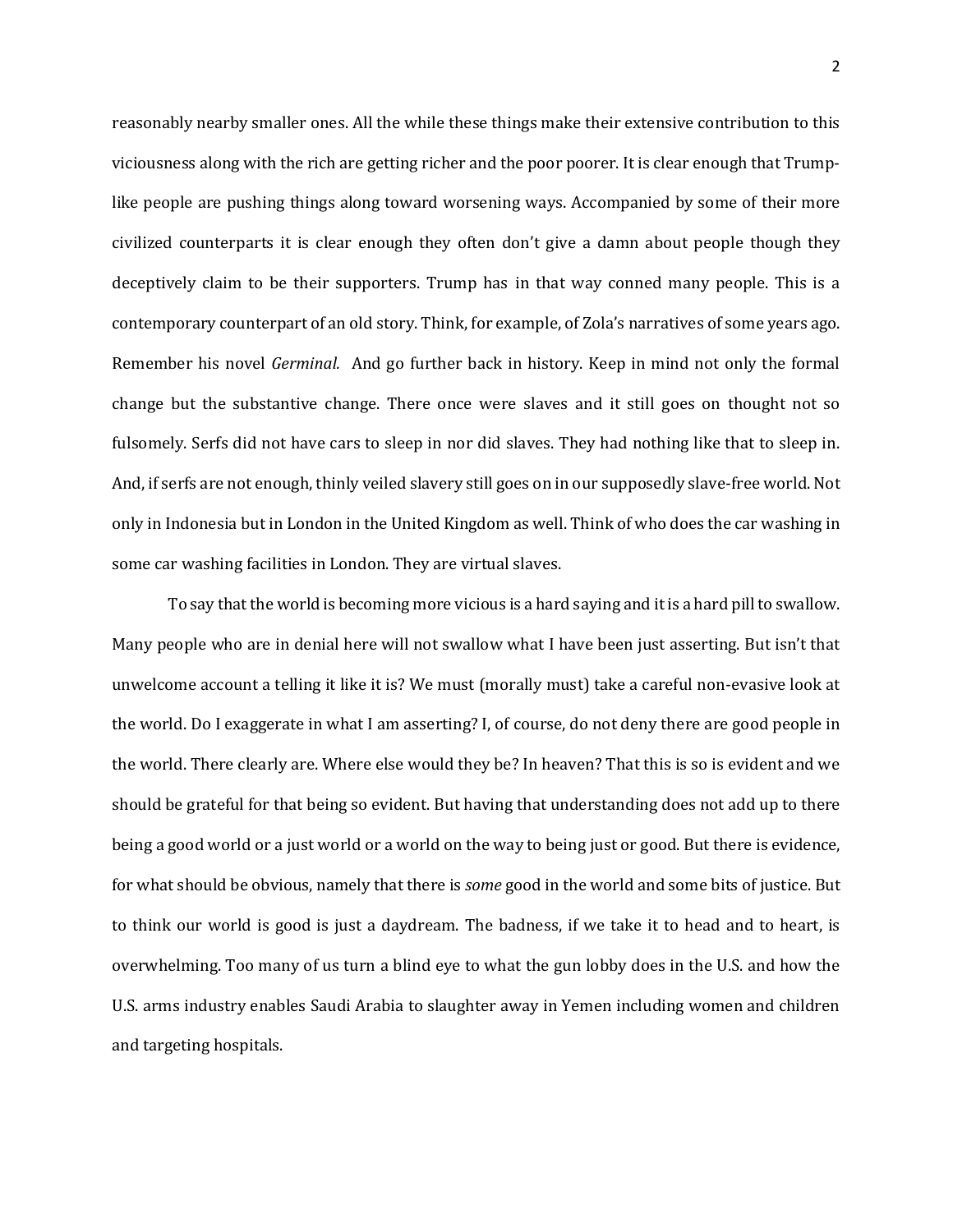reasonably nearby smaller ones. All the while these things make their extensive contribution to this viciousness along with the rich are getting richer and the poor poorer. It is clear enough that Trump-like people are pushing things along toward worsening ways. Accompanied by some of their more civilized counterparts it is clear enough they often don't give a damn about people though they deceptively claim to be their supporters. Trump has in that way conned many people. This is a contemporary counterpart of an old story. Think, for example, of Zola's narratives of some years ago. Remember his novel *Germinal.* And go further back in history. Keep in mind not only the formal change but the substantive change. There once were slaves and it still goes on thought not so fulsomely. Serfs did not have cars to sleep in nor did slaves. They had nothing like that to sleep in. And, if serfs are not enough, thinly veiled slavery still goes on in our supposedly slave-free world. Not only in Indonesia but in London in the United Kingdom as well. Think of who does the car washing in some car washing facilities in London. They are virtual slaves.

To say that the world is becoming more vicious is a hard saying and it is a hard pill to swallow. Many people who are in denial here will not swallow what I have been just asserting. But isn't that unwelcome account a telling it like it is? We must (morally must) take a careful non-evasive look at the world. Do I exaggerate in what I am asserting? I, of course, do not deny there are good people in the world. There clearly are. Where else would they be? In heaven? That this is so is evident and we should be grateful for that being so evident. But having that understanding does not add up to there being a good world or a just world or a world on the way to being just or good. But there is evidence, for what should be obvious, namely that there is *some* good in the world and some bits of justice. But to think our world is good is just a daydream. The badness, if we take it to head and to heart, is overwhelming. Too many of us turn a blind eye to what the gun lobby does in the U.S. and how the U.S. arms industry enables Saudi Arabia to slaughter away in Yemen including women and children and targeting hospitals.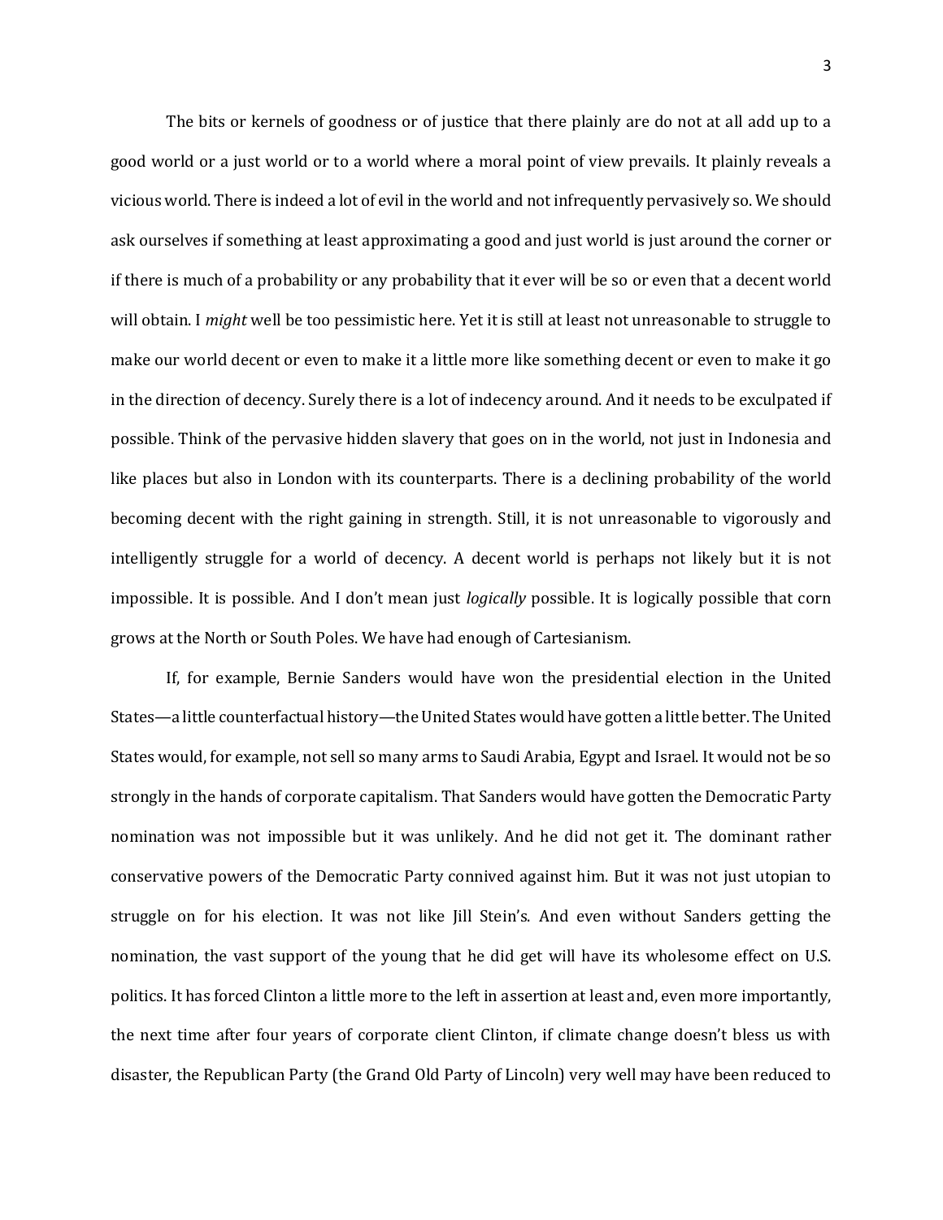The bits or kernels of goodness or of justice that there plainly are do not at all add up to a good world or a just world or to a world where a moral point of view prevails. It plainly reveals a vicious world. There is indeed a lot of evil in the world and not infrequently pervasively so. We should ask ourselves if something at least approximating a good and just world is just around the corner or if there is much of a probability or any probability that it ever will be so or even that a decent world will obtain. I *might* well be too pessimistic here. Yet it is still at least not unreasonable to struggle to make our world decent or even to make it a little more like something decent or even to make it go in the direction of decency. Surely there is a lot of indecency around. And it needs to be exculpated if possible. Think of the pervasive hidden slavery that goes on in the world, not just in Indonesia and like places but also in London with its counterparts. There is a declining probability of the world becoming decent with the right gaining in strength. Still, it is not unreasonable to vigorously and intelligently struggle for a world of decency. A decent world is perhaps not likely but it is not impossible. It is possible. And I don't mean just *logically* possible. It is logically possible that corn grows at the North or South Poles. We have had enough of Cartesianism.

If, for example, Bernie Sanders would have won the presidential election in the United States—a little counterfactual history—the United States would have gotten a little better. The United States would, for example, not sell so many arms to Saudi Arabia, Egypt and Israel. It would not be so strongly in the hands of corporate capitalism. That Sanders would have gotten the Democratic Party nomination was not impossible but it was unlikely. And he did not get it. The dominant rather conservative powers of the Democratic Party connived against him. But it was not just utopian to struggle on for his election. It was not like Jill Stein's. And even without Sanders getting the nomination, the vast support of the young that he did get will have its wholesome effect on U.S. politics. It has forced Clinton a little more to the left in assertion at least and, even more importantly, the next time after four years of corporate client Clinton, if climate change doesn't bless us with disaster, the Republican Party (the Grand Old Party of Lincoln) very well may have been reduced to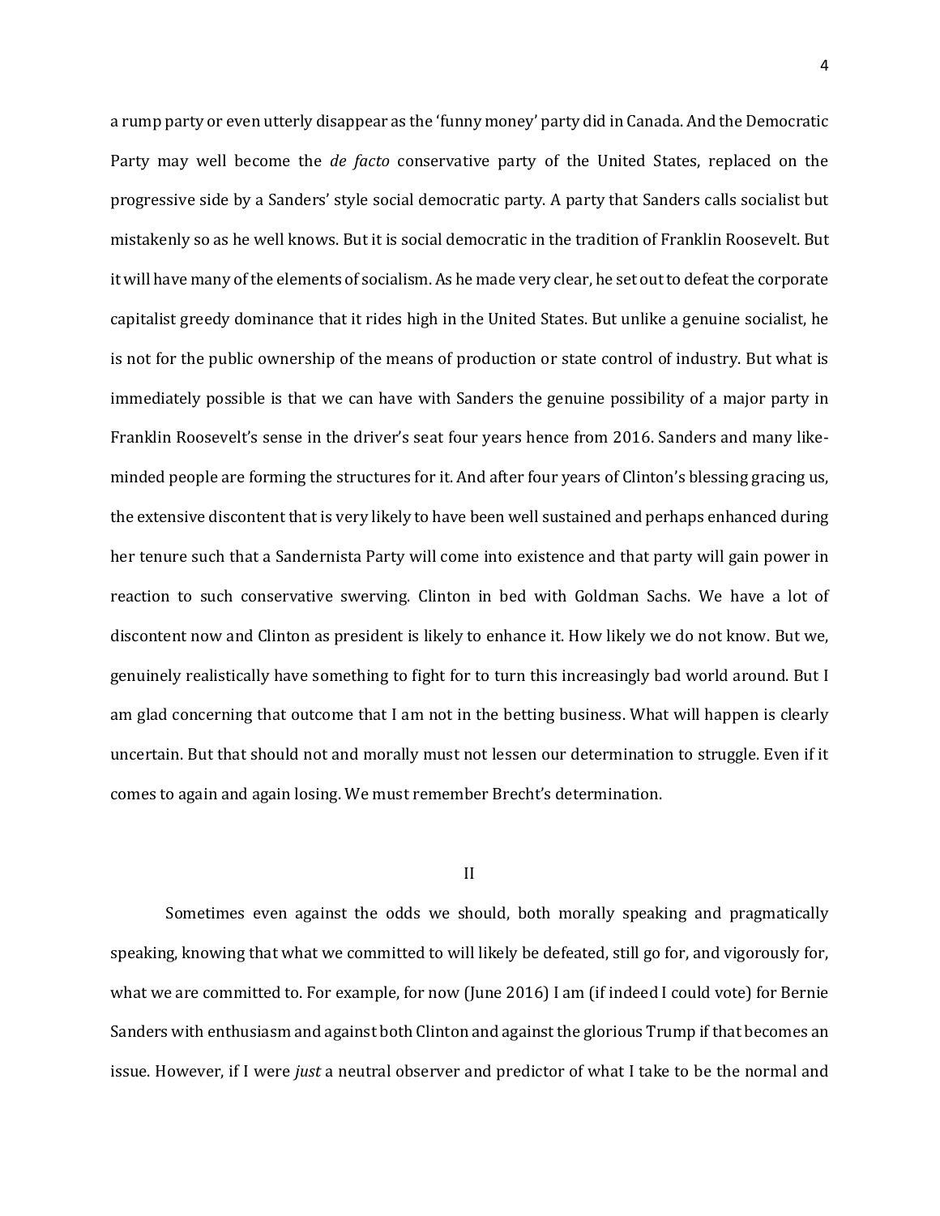a rump party or even utterly disappear as the 'funny money' party did in Canada. And the Democratic Party may well become the *de facto* conservative party of the United States, replaced on the progressive side by a Sanders' style social democratic party. A party that Sanders calls socialist but mistakenly so as he well knows. But it is social democratic in the tradition of Franklin Roosevelt. But it will have many of the elements of socialism. As he made very clear, he set out to defeat the corporate capitalist greedy dominance that it rides high in the United States. But unlike a genuine socialist, he is not for the public ownership of the means of production or state control of industry. But what is immediately possible is that we can have with Sanders the genuine possibility of a major party in Franklin Roosevelt's sense in the driver's seat four years hence from 2016. Sanders and many like-minded people are forming the structures for it. And after four years of Clinton's blessing gracing us, the extensive discontent that is very likely to have been well sustained and perhaps enhanced during her tenure such that a Sandernista Party will come into existence and that party will gain power in reaction to such conservative swerving. Clinton in bed with Goldman Sachs. We have a lot of discontent now and Clinton as president is likely to enhance it. How likely we do not know. But we, genuinely realistically have something to fight for to turn this increasingly bad world around. But I am glad concerning that outcome that I am not in the betting business. What will happen is clearly uncertain. But that should not and morally must not lessen our determination to struggle. Even if it comes to again and again losing. We must remember Brecht's determination.

## II

Sometimes even against the odds we should, both morally speaking and pragmatically speaking, knowing that what we committed to will likely be defeated, still go for, and vigorously for, what we are committed to. For example, for now (June 2016) I am (if indeed I could vote) for Bernie Sanders with enthusiasm and against both Clinton and against the glorious Trump if that becomes an issue. However, if I were *just* a neutral observer and predictor of what I take to be the normal and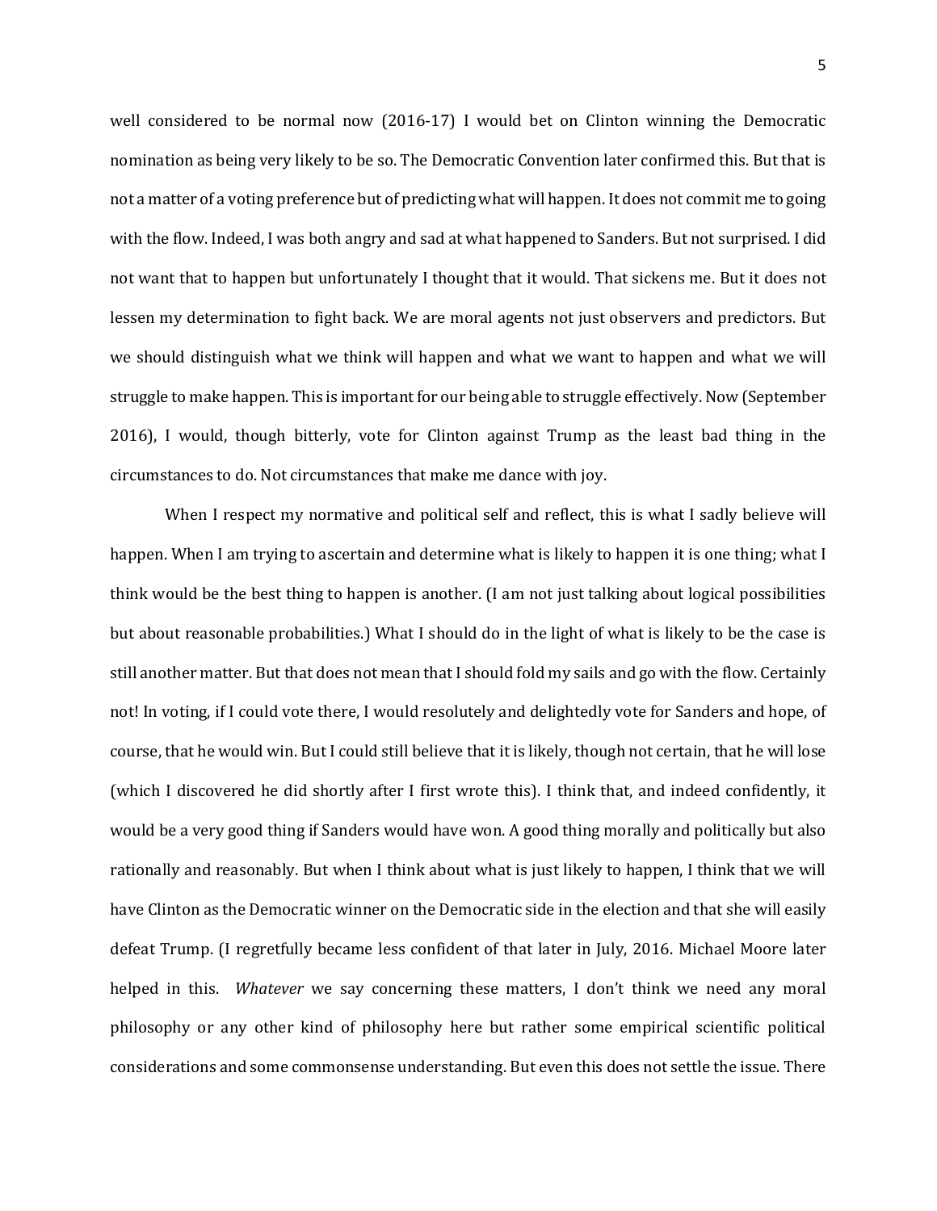well considered to be normal now (2016-17) I would bet on Clinton winning the Democratic nomination as being very likely to be so. The Democratic Convention later confirmed this. But that is not a matter of a voting preference but of predicting what will happen. It does not commit me to going with the flow. Indeed, I was both angry and sad at what happened to Sanders. But not surprised. I did not want that to happen but unfortunately I thought that it would. That sickens me. But it does not lessen my determination to fight back. We are moral agents not just observers and predictors. But we should distinguish what we think will happen and what we want to happen and what we will struggle to make happen. This is important for our being able to struggle effectively. Now (September 2016), I would, though bitterly, vote for Clinton against Trump as the least bad thing in the circumstances to do. Not circumstances that make me dance with joy.

When I respect my normative and political self and reflect, this is what I sadly believe will happen. When I am trying to ascertain and determine what is likely to happen it is one thing; what I think would be the best thing to happen is another. (I am not just talking about logical possibilities but about reasonable probabilities.) What I should do in the light of what is likely to be the case is still another matter. But that does not mean that I should fold my sails and go with the flow. Certainly not! In voting, if I could vote there, I would resolutely and delightedly vote for Sanders and hope, of course, that he would win. But I could still believe that it is likely, though not certain, that he will lose (which I discovered he did shortly after I first wrote this). I think that, and indeed confidently, it would be a very good thing if Sanders would have won. A good thing morally and politically but also rationally and reasonably. But when I think about what is just likely to happen, I think that we will have Clinton as the Democratic winner on the Democratic side in the election and that she will easily defeat Trump. (I regretfully became less confident of that later in July, 2016. Michael Moore later helped in this. *Whatever* we say concerning these matters, I don't think we need any moral philosophy or any other kind of philosophy here but rather some empirical scientific political considerations and some commonsense understanding. But even this does not settle the issue. There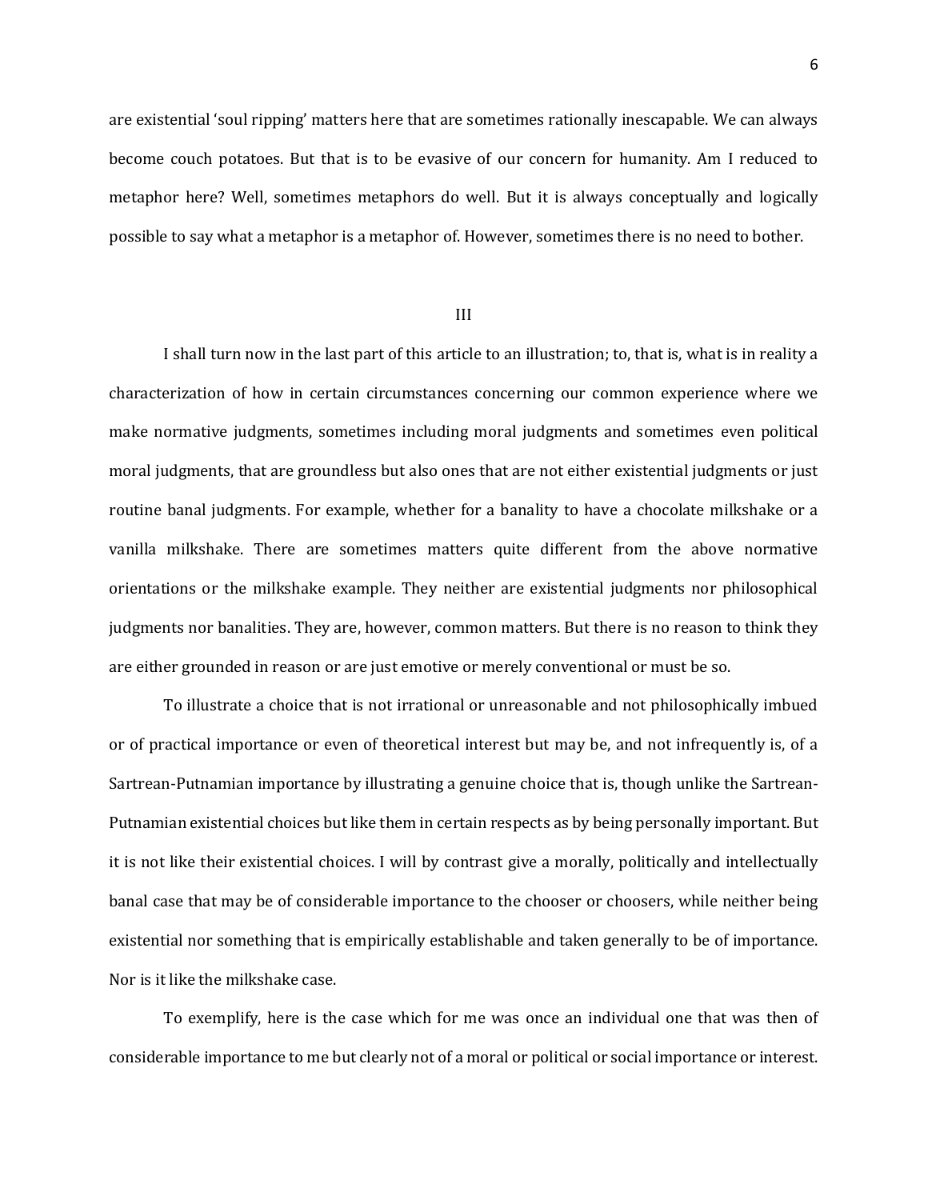are existential 'soul ripping' matters here that are sometimes rationally inescapable. We can always become couch potatoes. But that is to be evasive of our concern for humanity. Am I reduced to metaphor here? Well, sometimes metaphors do well. But it is always conceptually and logically possible to say what a metaphor is a metaphor of. However, sometimes there is no need to bother.

## III

I shall turn now in the last part of this article to an illustration; to, that is, what is in reality a characterization of how in certain circumstances concerning our common experience where we make normative judgments, sometimes including moral judgments and sometimes even political moral judgments, that are groundless but also ones that are not either existential judgments or just routine banal judgments. For example, whether for a banality to have a chocolate milkshake or a vanilla milkshake. There are sometimes matters quite different from the above normative orientations or the milkshake example. They neither are existential judgments nor philosophical judgments nor banalities. They are, however, common matters. But there is no reason to think they are either grounded in reason or are just emotive or merely conventional or must be so.

To illustrate a choice that is not irrational or unreasonable and not philosophically imbued or of practical importance or even of theoretical interest but may be, and not infrequently is, of a Sartrean-Putnamian importance by illustrating a genuine choice that is, though unlike the Sartrean-Putnamian existential choices but like them in certain respects as by being personally important. But it is not like their existential choices. I will by contrast give a morally, politically and intellectually banal case that may be of considerable importance to the chooser or choosers, while neither being existential nor something that is empirically establishable and taken generally to be of importance. Nor is it like the milkshake case.

To exemplify, here is the case which for me was once an individual one that was then of considerable importance to me but clearly not of a moral or political or social importance or interest.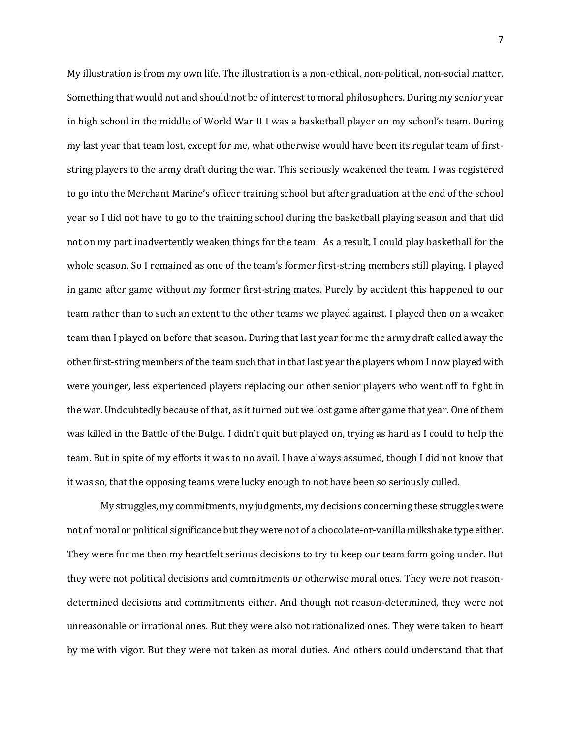My illustration is from my own life. The illustration is a non-ethical, non-political, non-social matter. Something that would not and should not be of interest to moral philosophers. During my senior year in high school in the middle of World War II I was a basketball player on my school's team. During my last year that team lost, except for me, what otherwise would have been its regular team of first-string players to the army draft during the war. This seriously weakened the team. I was registered to go into the Merchant Marine's officer training school but after graduation at the end of the school year so I did not have to go to the training school during the basketball playing season and that did not on my part inadvertently weaken things for the team. As a result, I could play basketball for the whole season. So I remained as one of the team's former first-string members still playing. I played in game after game without my former first-string mates. Purely by accident this happened to our team rather than to such an extent to the other teams we played against. I played then on a weaker team than I played on before that season. During that last year for me the army draft called away the other first-string members of the team such that in that last year the players whom I now played with were younger, less experienced players replacing our other senior players who went off to fight in the war. Undoubtedly because of that, as it turned out we lost game after game that year. One of them was killed in the Battle of the Bulge. I didn't quit but played on, trying as hard as I could to help the team. But in spite of my efforts it was to no avail. I have always assumed, though I did not know that it was so, that the opposing teams were lucky enough to not have been so seriously culled.

My struggles, my commitments, my judgments, my decisions concerning these struggles were not of moral or political significance but they were not of a chocolate-or-vanilla milkshake type either. They were for me then my heartfelt serious decisions to try to keep our team form going under. But they were not political decisions and commitments or otherwise moral ones. They were not reason-determined decisions and commitments either. And though not reason-determined, they were not unreasonable or irrational ones. But they were also not rationalized ones. They were taken to heart by me with vigor. But they were not taken as moral duties. And others could understand that that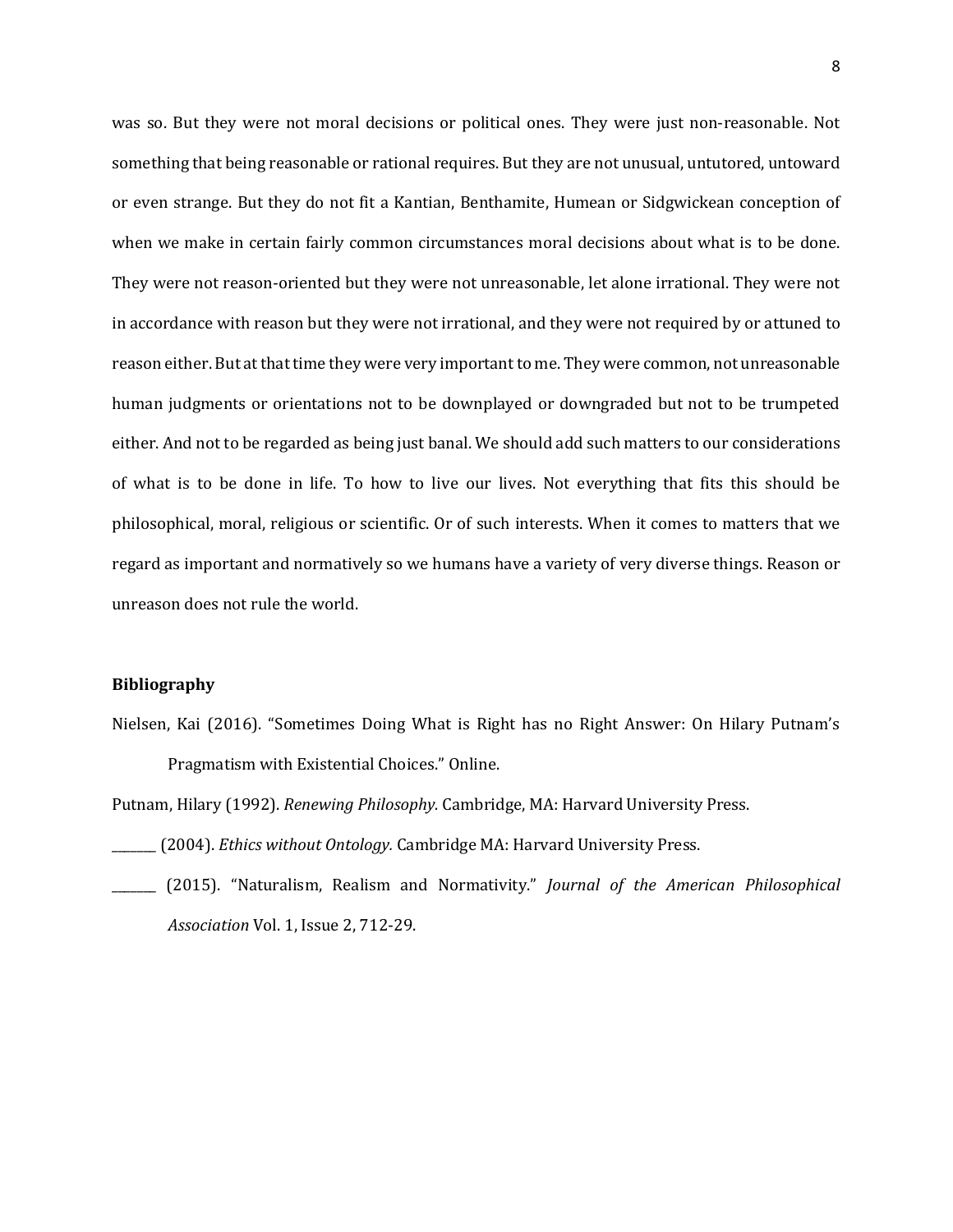was so. But they were not moral decisions or political ones. They were just non-reasonable. Not something that being reasonable or rational requires. But they are not unusual, untutored, untoward or even strange. But they do not fit a Kantian, Benthamite, Humean or Sidgwickean conception of when we make in certain fairly common circumstances moral decisions about what is to be done. They were not reason-oriented but they were not unreasonable, let alone irrational. They were not in accordance with reason but they were not irrational, and they were not required by or attuned to reason either. But at that time they were very important to me. They were common, not unreasonable human judgments or orientations not to be downplayed or downgraded but not to be trumpeted either. And not to be regarded as being just banal. We should add such matters to our considerations of what is to be done in life. To how to live our lives. Not everything that fits this should be philosophical, moral, religious or scientific. Or of such interests. When it comes to matters that we regard as important and normatively so we humans have a variety of very diverse things. Reason or unreason does not rule the world.

**Bibliography**

Nielsen, Kai (2016). "Sometimes Doing What is Right has no Right Answer: On Hilary Putnam's Pragmatism with Existential Choices." Online.

Putnam, Hilary (1992). *Renewing Philosophy*. Cambridge, MA: Harvard University Press.

_______ (2004). *Ethics without Ontology*. Cambridge MA: Harvard University Press.

_______ (2015). "Naturalism, Realism and Normativity." *Journal of the American Philosophical Association* Vol. 1, Issue 2, 712-29.